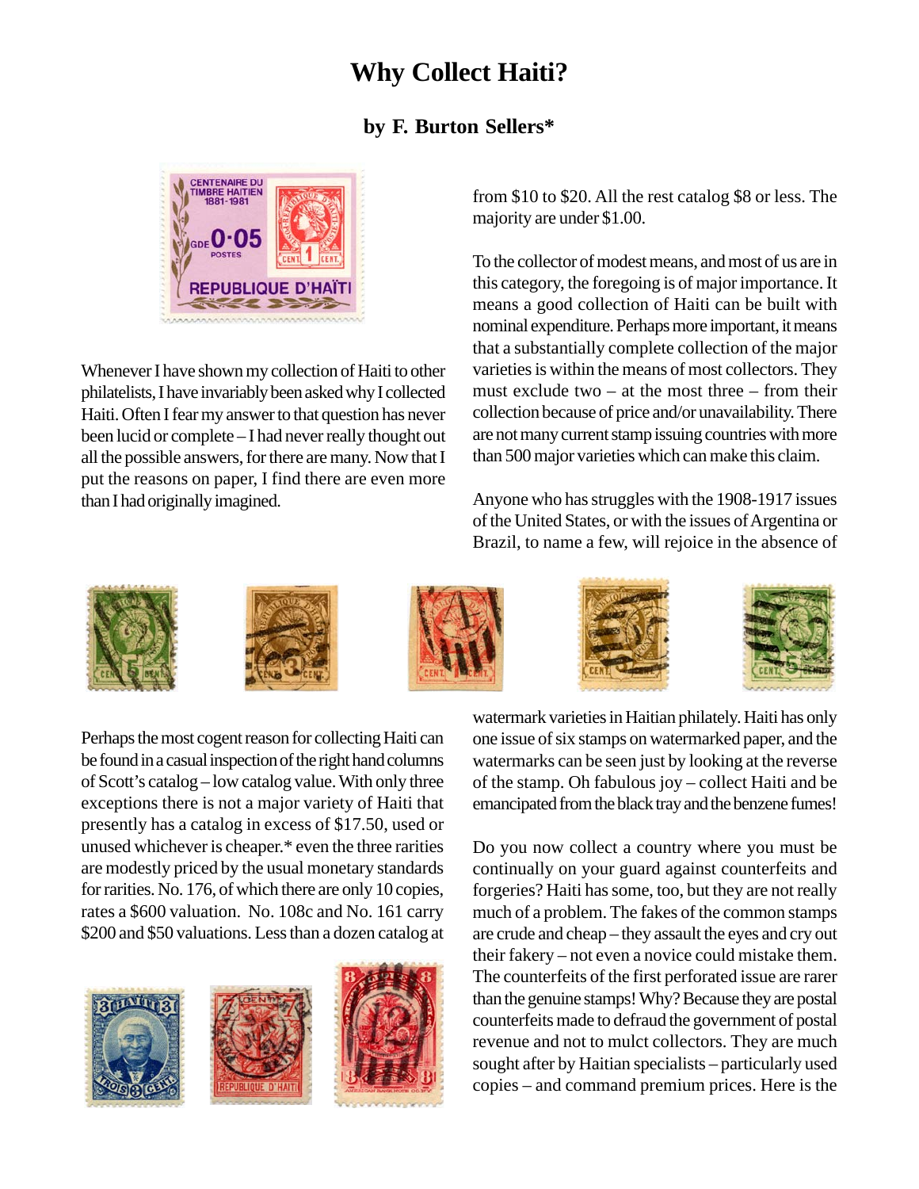# Why Collect Haiti?

### by F. Burton Sellers*

Whenever I have shown my collection of Haiti to other philatelists, I have invariably been asked why I collected Haiti. Often I fear my answer to that question has never been lucid or complete – I had never really thought out all the possible answers, for there are many. Now that I put the reasons on paper, I find there are even more than I had originally imagined.

Perhaps the most cogent reason for collecting Haiti can be found in a casual inspection of the right hand columns of Scott's catalog – low catalog value. With only three exceptions there is not a major variety of Haiti that presently has a catalog in excess of $17.50, used or unused whichever is cheaper.* even the three rarities are modestly priced by the usual monetary standards for rarities. No. 176, of which there are only 10 copies, rates a $600 valuation. No. 108c and No. 161 carry $200 and $50 valuations. Less than a dozen catalog at from $10 to $20. All the rest catalog $8 or less. The majority are under $1.00.

To the collector of modest means, and most of us are in this category, the foregoing is of major importance. It means a good collection of Haiti can be built with nominal expenditure. Perhaps more important, it means that a substantially complete collection of the major varieties is within the means of most collectors. They must exclude two – at the most three – from their collection because of price and/or unavailability. There are not many current stamp issuing countries with more than 500 major varieties which can make this claim.

Anyone who has struggles with the 1908-1917 issues of the United States, or with the issues of Argentina or Brazil, to name a few, will rejoice in the absence of watermark varieties in Haitian philately. Haiti has only one issue of six stamps on watermarked paper, and the watermarks can be seen just by looking at the reverse of the stamp. Oh fabulous joy – collect Haiti and be emancipated from the black tray and the benzene fumes!

Do you now collect a country where you must be continually on your guard against counterfeits and forgeries? Haiti has some, too, but they are not really much of a problem. The fakes of the common stamps are crude and cheap – they assault the eyes and cry out their fakery – not even a novice could mistake them. The counterfeits of the first perforated issue are rarer than the genuine stamps! Why? Because they are postal counterfeits made to defraud the government of postal revenue and not to mulct collectors. They are much sought after by Haitian specialists – particularly used copies – and command premium prices. Here is the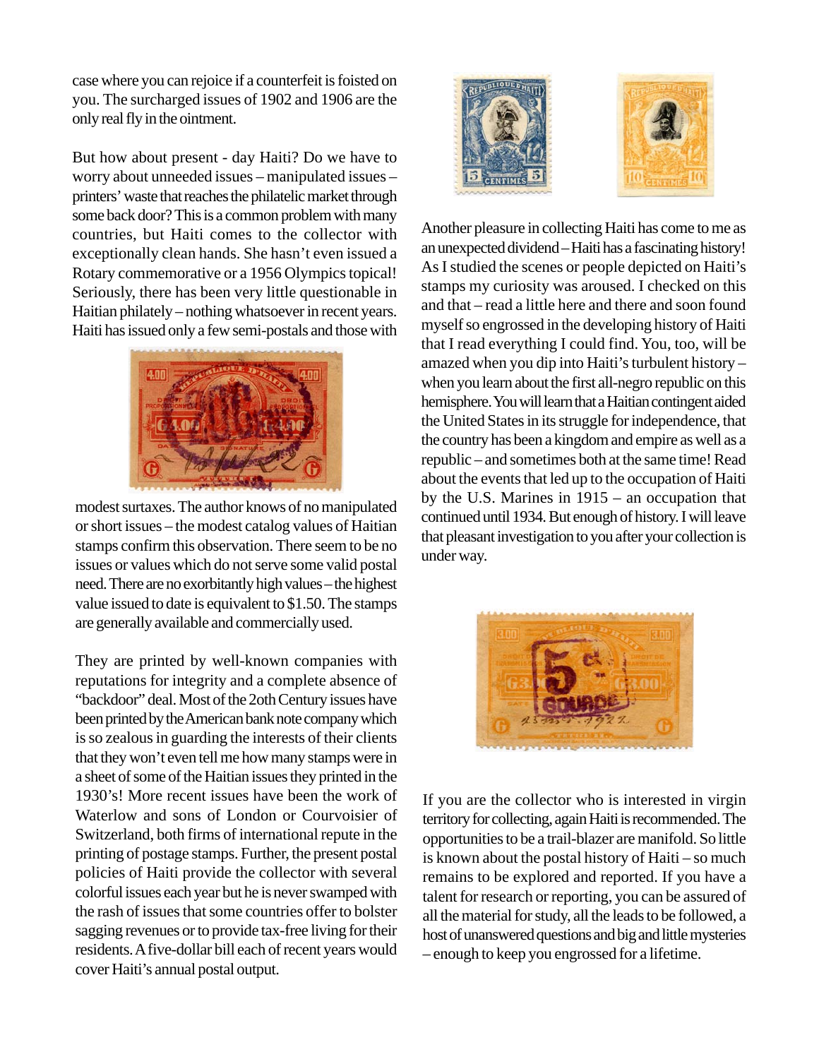case where you can rejoice if a counterfeit is foisted on you. The surcharged issues of 1902 and 1906 are the only real fly in the ointment.

But how about present - day Haiti? Do we have to worry about unneeded issues – manipulated issues – printers' waste that reaches the philatelic market through some back door? This is a common problem with many countries, but Haiti comes to the collector with exceptionally clean hands. She hasn't even issued a Rotary commemorative or a 1956 Olympics topical! Seriously, there has been very little questionable in Haitian philately – nothing whatsoever in recent years. Haiti has issued only a few semi-postals and those with modest surtaxes. The author knows of no manipulated or short issues – the modest catalog values of Haitian stamps confirm this observation. There seem to be no issues or values which do not serve some valid postal need. There are no exorbitantly high values – the highest value issued to date is equivalent to $1.50. The stamps are generally available and commercially used.

They are printed by well-known companies with reputations for integrity and a complete absence of "backdoor" deal. Most of the 2oth Century issues have been printed by the American bank note company which is so zealous in guarding the interests of their clients that they won't even tell me how many stamps were in a sheet of some of the Haitian issues they printed in the 1930's! More recent issues have been the work of Waterlow and sons of London or Courvoisier of Switzerland, both firms of international repute in the printing of postage stamps. Further, the present postal policies of Haiti provide the collector with several colorful issues each year but he is never swamped with the rash of issues that some countries offer to bolster sagging revenues or to provide tax-free living for their residents. A five-dollar bill each of recent years would cover Haiti's annual postal output.

Another pleasure in collecting Haiti has come to me as an unexpected dividend – Haiti has a fascinating history! As I studied the scenes or people depicted on Haiti's stamps my curiosity was aroused. I checked on this and that – read a little here and there and soon found myself so engrossed in the developing history of Haiti that I read everything I could find. You, too, will be amazed when you dip into Haiti's turbulent history – when you learn about the first all-negro republic on this hemisphere. You will learn that a Haitian contingent aided the United States in its struggle for independence, that the country has been a kingdom and empire as well as a republic – and sometimes both at the same time! Read about the events that led up to the occupation of Haiti by the U.S. Marines in 1915 – an occupation that continued until 1934. But enough of history. I will leave that pleasant investigation to you after your collection is under way.

If you are the collector who is interested in virgin territory for collecting, again Haiti is recommended. The opportunities to be a trail-blazer are manifold. So little is known about the postal history of Haiti – so much remains to be explored and reported. If you have a talent for research or reporting, you can be assured of all the material for study, all the leads to be followed, a host of unanswered questions and big and little mysteries – enough to keep you engrossed for a lifetime.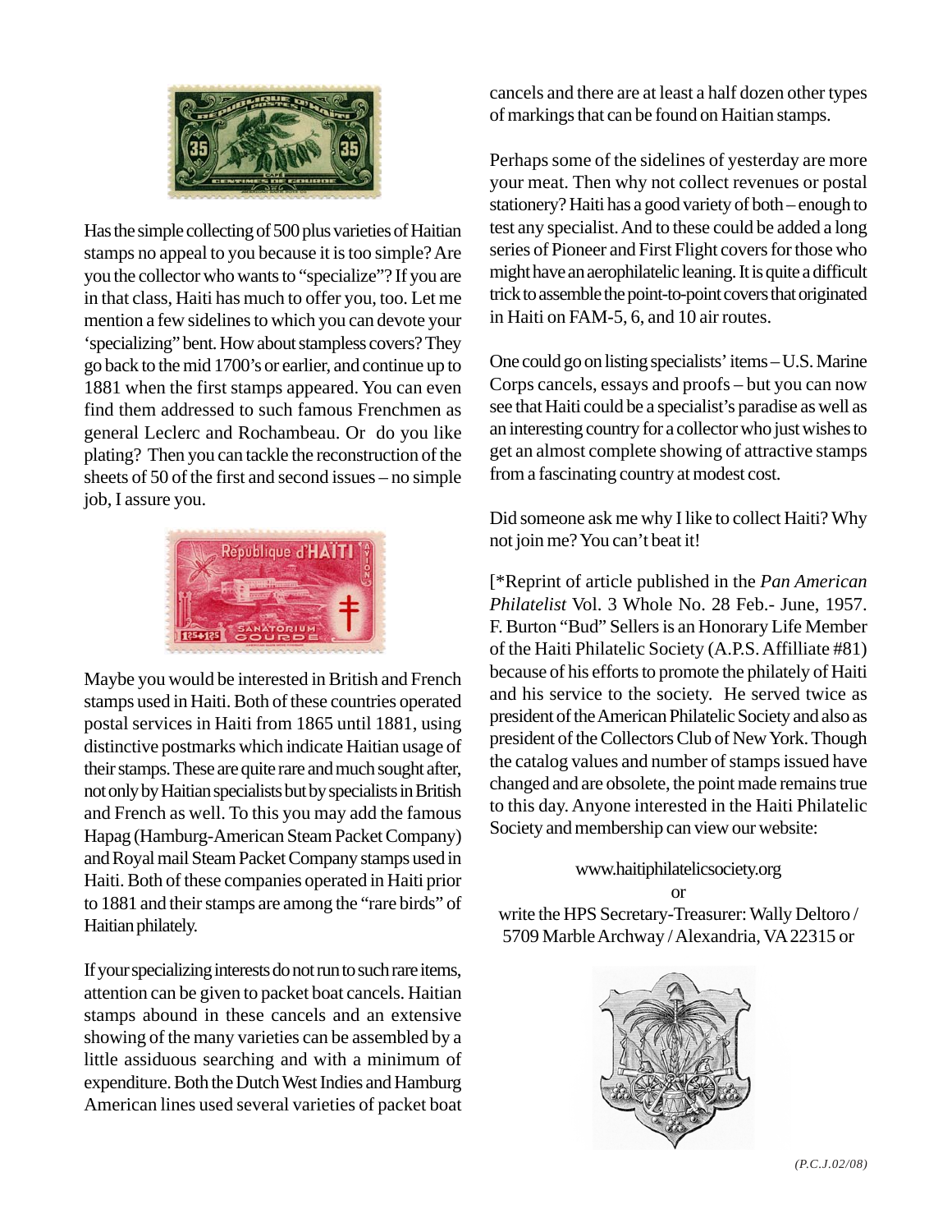Has the simple collecting of 500 plus varieties of Haitian stamps no appeal to you because it is too simple? Are you the collector who wants to "specialize"? If you are in that class, Haiti has much to offer you, too. Let me mention a few sidelines to which you can devote your 'specializing" bent. How about stampless covers? They go back to the mid 1700's or earlier, and continue up to 1881 when the first stamps appeared. You can even find them addressed to such famous Frenchmen as general Leclerc and Rochambeau. Or do you like plating? Then you can tackle the reconstruction of the sheets of 50 of the first and second issues – no simple job, I assure you.

Maybe you would be interested in British and French stamps used in Haiti. Both of these countries operated postal services in Haiti from 1865 until 1881, using distinctive postmarks which indicate Haitian usage of their stamps. These are quite rare and much sought after, not only by Haitian specialists but by specialists in British and French as well. To this you may add the famous Hapag (Hamburg-American Steam Packet Company) and Royal mail Steam Packet Company stamps used in Haiti. Both of these companies operated in Haiti prior to 1881 and their stamps are among the "rare birds" of Haitian philately.

If your specializing interests do not run to such rare items, attention can be given to packet boat cancels. Haitian stamps abound in these cancels and an extensive showing of the many varieties can be assembled by a little assiduous searching and with a minimum of expenditure. Both the Dutch West Indies and Hamburg American lines used several varieties of packet boat cancels and there are at least a half dozen other types of markings that can be found on Haitian stamps.

Perhaps some of the sidelines of yesterday are more your meat. Then why not collect revenues or postal stationery? Haiti has a good variety of both – enough to test any specialist. And to these could be added a long series of Pioneer and First Flight covers for those who might have an aerophilatelic leaning. It is quite a difficult trick to assemble the point-to-point covers that originated in Haiti on FAM-5, 6, and 10 air routes.

One could go on listing specialists' items – U.S. Marine Corps cancels, essays and proofs – but you can now see that Haiti could be a specialist's paradise as well as an interesting country for a collector who just wishes to get an almost complete showing of attractive stamps from a fascinating country at modest cost.

Did someone ask me why I like to collect Haiti? Why not join me? You can't beat it!

[*Reprint of article published in the *Pan American Philatelist* Vol. 3 Whole No. 28 Feb.- June, 1957. F. Burton "Bud" Sellers is an Honorary Life Member of the Haiti Philatelic Society (A.P.S. Affilliate #81) because of his efforts to promote the philately of Haiti and his service to the society. He served twice as president of the American Philatelic Society and also as president of the Collectors Club of New York. Though the catalog values and number of stamps issued have changed and are obsolete, the point made remains true to this day. Anyone interested in the Haiti Philatelic Society and membership can view our website:

www.haitiphilatelicsociety.org

or

write the HPS Secretary-Treasurer: Wally Deltoro / 5709 Marble Archway / Alexandria, VA 22315 or

*(P.C.J.02/08)*